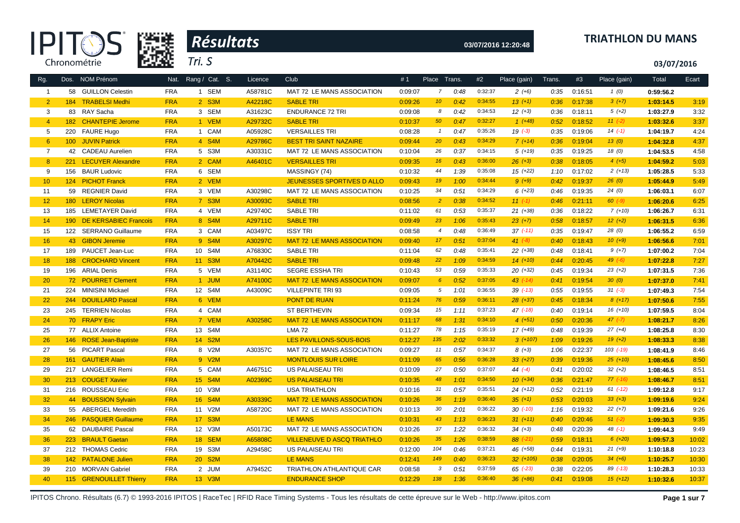# Résultats

IPITOS Chronométrie

Tri. S

03/07/2016 12:20:48

## TRIATHLON DU MANS

03/07/2016

| Rg. | Dos. | NOM Prénom | Nat. | Rang / Cat. | S. | Licence | Club | # 1 | Place | Trans. | #2 | Place (gain) | Trans. | #3 | Place (gain) | Total | Ecart |
|---|---|---|---|---|---|---|---|---|---|---|---|---|---|---|---|---|---|
| 1 | 58 | GUILLON Celestin | FRA | 1 SEM | | A58781C | MAT 72 LE MANS ASSOCIATION | 0:09:07 | 7 | 0:48 | 0:32:37 | 2 (+6) | 0:35 | 0:16:51 | 1 (0) | 0:59:56.2 | |
| 2 | 184 | TRABELSI Medhi | FRA | 2 S3M | | A42218C | SABLE TRI | 0:09:26 | 10 | 0:42 | 0:34:55 | 13 (+1) | 0:36 | 0:17:38 | 3 (+7) | 1:03:14.5 | 3:19 |
| 3 | 83 | RAY Sacha | FRA | 3 SEM | | A31623C | ENDURANCE 72 TRI | 0:09:08 | 8 | 0:42 | 0:34:53 | 12 (+3) | 0:36 | 0:18:11 | 5 (+2) | 1:03:27.9 | 3:32 |
| 4 | 182 | CHANTEPIE Jerome | FRA | 1 VEM | | A29732C | SABLE TRI | 0:10:37 | 50 | 0:47 | 0:32:27 | 1 (+48) | 0:52 | 0:18:52 | 11 (-2) | 1:03:32.6 | 3:37 |
| 5 | 220 | FAURE Hugo | FRA | 1 CAM | | A05928C | VERSAILLES TRI | 0:08:28 | 1 | 0:47 | 0:35:26 | 19 (-3) | 0:35 | 0:19:06 | 14 (-1) | 1:04:19.7 | 4:24 |
| 6 | 100 | JUVIN Patrick | FRA | 4 S4M | | A29786C | BEST TRI SAINT NAZAIRE | 0:09:44 | 20 | 0:43 | 0:34:29 | 7 (+14) | 0:36 | 0:19:04 | 13 (0) | 1:04:32.8 | 4:37 |
| 7 | 42 | CADEAU Aurelien | FRA | 5 S3M | | A30331C | MAT 72 LE MANS ASSOCIATION | 0:10:04 | 26 | 0:37 | 0:34:15 | 5 (+19) | 0:35 | 0:19:25 | 18 (0) | 1:04:53.5 | 4:58 |
| 8 | 221 | LECUYER Alexandre | FRA | 2 CAM | | A46401C | VERSAILLES TRI | 0:09:35 | 16 | 0:43 | 0:36:00 | 26 (+3) | 0:38 | 0:18:05 | 4 (+5) | 1:04:59.2 | 5:03 |
| 9 | 156 | BAUR Ludovic | FRA | 6 SEM | | | MASSINGY (74) | 0:10:32 | 44 | 1:39 | 0:35:08 | 15 (+22) | 1:10 | 0:17:02 | 2 (+13) | 1:05:28.5 | 5:33 |
| 10 | 124 | PICHOT Franck | FRA | 2 VEM | | | JEUNESSES SPORTIVES D ALLO | 0:09:43 | 19 | 1:00 | 0:34:44 | 9 (+9) | 0:42 | 0:19:37 | 26 (0) | 1:05:44.9 | 5:49 |
| 11 | 59 | REGNIER David | FRA | 3 VEM | | A30298C | MAT 72 LE MANS ASSOCIATION | 0:10:25 | 34 | 0:51 | 0:34:29 | 6 (+23) | 0:46 | 0:19:35 | 24 (0) | 1:06:03.1 | 6:07 |
| 12 | 180 | LEROY Nicolas | FRA | 7 S3M | | A30093C | SABLE TRI | 0:08:56 | 2 | 0:38 | 0:34:52 | 11 (-1) | 0:46 | 0:21:11 | 60 (-9) | 1:06:20.6 | 6:25 |
| 13 | 185 | LEMETAYER David | FRA | 4 VEM | | A29740C | SABLE TRI | 0:11:02 | 61 | 0:53 | 0:35:37 | 21 (+38) | 0:36 | 0:18:22 | 7 (+10) | 1:06:26.7 | 6:31 |
| 14 | 190 | DE KERSABIEC Francois | FRA | 8 S4M | | A29711C | SABLE TRI | 0:09:49 | 23 | 1:06 | 0:35:43 | 23 (+7) | 0:58 | 0:18:57 | 12 (+2) | 1:06:31.5 | 6:36 |
| 15 | 122 | SERRANO Guillaume | FRA | 3 CAM | | A03497C | ISSY TRI | 0:08:58 | 4 | 0:48 | 0:36:49 | 37 (-11) | 0:35 | 0:19:47 | 28 (0) | 1:06:55.2 | 6:59 |
| 16 | 43 | GIBON Jeremie | FRA | 9 S4M | | A30297C | MAT 72 LE MANS ASSOCIATION | 0:09:40 | 17 | 0:51 | 0:37:04 | 41 (-8) | 0:40 | 0:18:43 | 10 (+9) | 1:06:56.6 | 7:01 |
| 17 | 189 | PAUCET Jean-Luc | FRA | 10 S4M | | A76830C | SABLE TRI | 0:11:04 | 62 | 0:48 | 0:35:41 | 22 (+38) | 0:48 | 0:18:41 | 9 (+7) | 1:07:00.2 | 7:04 |
| 18 | 188 | CROCHARD Vincent | FRA | 11 S3M | | A70442C | SABLE TRI | 0:09:48 | 22 | 1:09 | 0:34:59 | 14 (+10) | 0:44 | 0:20:45 | 49 (-6) | 1:07:22.8 | 7:27 |
| 19 | 196 | ARIAL Denis | FRA | 5 VEM | | A31140C | SEGRE ESSHA TRI | 0:10:43 | 53 | 0:59 | 0:35:33 | 20 (+32) | 0:45 | 0:19:34 | 23 (+2) | 1:07:31.5 | 7:36 |
| 20 | 72 | POURRET Clement | FRA | 1 JUM | | A74100C | MAT 72 LE MANS ASSOCIATION | 0:09:07 | 6 | 0:52 | 0:37:05 | 43 (-14) | 0:41 | 0:19:54 | 30 (0) | 1:07:37.0 | 7:41 |
| 21 | 224 | MINISINI Mickael | FRA | 12 S4M | | A43009C | VILLEPINTE TRI 93 | 0:09:05 | 5 | 1:01 | 0:36:55 | 39 (-13) | 0:55 | 0:19:55 | 31 (-3) | 1:07:49.3 | 7:54 |
| 22 | 244 | DOUILLARD Pascal | FRA | 6 VEM | | | PONT DE RUAN | 0:11:24 | 76 | 0:59 | 0:36:11 | 28 (+37) | 0:45 | 0:18:34 | 8 (+17) | 1:07:50.6 | 7:55 |
| 23 | 245 | TERRIEN Nicolas | FRA | 4 CAM | | | ST BERTHEVIN | 0:09:34 | 15 | 1:11 | 0:37:23 | 47 (-18) | 0:40 | 0:19:14 | 16 (+10) | 1:07:59.5 | 8:04 |
| 24 | 70 | FRAPY Eric | FRA | 7 VEM | | A30258C | MAT 72 LE MANS ASSOCIATION | 0:11:17 | 68 | 1:31 | 0:34:10 | 4 (+51) | 0:50 | 0:20:36 | 47 (-7) | 1:08:21.7 | 8:26 |
| 25 | 77 | ALLIX Antoine | FRA | 13 S4M | | | LMA 72 | 0:11:27 | 78 | 1:15 | 0:35:19 | 17 (+49) | 0:48 | 0:19:39 | 27 (+4) | 1:08:25.8 | 8:30 |
| 26 | 146 | ROSE Jean-Baptiste | FRA | 14 S2M | | | LES PAVILLONS-SOUS-BOIS | 0:12:27 | 135 | 2:02 | 0:33:32 | 3 (+107) | 1:09 | 0:19:26 | 19 (+2) | 1:08:33.3 | 8:38 |
| 27 | 56 | PICART Pascal | FRA | 8 V2M | | A30357C | MAT 72 LE MANS ASSOCIATION | 0:09:27 | 11 | 0:57 | 0:34:37 | 8 (+3) | 1:06 | 0:22:37 | 103 (-19) | 1:08:41.9 | 8:46 |
| 28 | 161 | GAUTIER Alain | FRA | 9 V2M | | | MONTLOUIS SUR LOIRE | 0:11:09 | 65 | 0:56 | 0:36:28 | 33 (+27) | 0:39 | 0:19:36 | 25 (+10) | 1:08:45.6 | 8:50 |
| 29 | 217 | LANGELIER Remi | FRA | 5 CAM | | A46751C | US PALAISEAU TRI | 0:10:09 | 27 | 0:50 | 0:37:07 | 44 (-4) | 0:41 | 0:20:02 | 32 (+2) | 1:08:46.5 | 8:51 |
| 30 | 213 | COUGET Xavier | FRA | 15 S4M | | A02369C | US PALAISEAU TRI | 0:10:35 | 48 | 1:01 | 0:34:50 | 10 (+34) | 0:36 | 0:21:47 | 77 (-16) | 1:08:46.7 | 8:51 |
| 31 | 216 | ROUSSEAU Eric | FRA | 10 V3M | | | USA TRIATHLON | 0:10:16 | 31 | 0:57 | 0:35:51 | 24 (+12) | 0:52 | 0:21:19 | 61 (-12) | 1:09:12.8 | 9:17 |
| 32 | 44 | BOUSSION Sylvain | FRA | 16 S4M | | A30339C | MAT 72 LE MANS ASSOCIATION | 0:10:26 | 36 | 1:19 | 0:36:40 | 35 (+1) | 0:53 | 0:20:03 | 33 (+3) | 1:09:19.6 | 9:24 |
| 33 | 55 | ABERGEL Meredith | FRA | 11 V2M | | A58720C | MAT 72 LE MANS ASSOCIATION | 0:10:13 | 30 | 2:01 | 0:36:22 | 30 (-10) | 1:16 | 0:19:32 | 22 (+7) | 1:09:21.6 | 9:26 |
| 34 | 246 | PASQUIER Guillaume | FRA | 17 S3M | | | LE MANS | 0:10:31 | 43 | 1:13 | 0:36:23 | 31 (+11) | 0:40 | 0:20:46 | 51 (-2) | 1:09:30.3 | 9:35 |
| 35 | 62 | DAUBAIRE Pascal | FRA | 12 V3M | | A50173C | MAT 72 LE MANS ASSOCIATION | 0:10:26 | 37 | 1:22 | 0:36:32 | 34 (+3) | 0:48 | 0:20:39 | 48 (-1) | 1:09:44.3 | 9:49 |
| 36 | 223 | BRAULT Gaetan | FRA | 18 SEM | | A65808C | VILLENEUVE D ASCQ TRIATHLO | 0:10:26 | 35 | 1:26 | 0:38:59 | 88 (-21) | 0:59 | 0:18:11 | 6 (+20) | 1:09:57.3 | 10:02 |
| 37 | 212 | THOMAS Cedric | FRA | 19 S3M | | A29458C | US PALAISEAU TRI | 0:12:00 | 104 | 0:46 | 0:37:21 | 46 (+58) | 0:44 | 0:19:31 | 21 (+9) | 1:10:18.8 | 10:23 |
| 38 | 142 | PATALONE Julien | FRA | 20 S2M | | | LE MANS | 0:12:41 | 149 | 0:40 | 0:36:23 | 32 (+105) | 0:38 | 0:20:05 | 34 (+6) | 1:10:25.7 | 10:30 |
| 39 | 210 | MORVAN Gabriel | FRA | 2 JUM | | A79452C | TRIATHLON ATHLANTIQUE CAR | 0:08:58 | 3 | 0:51 | 0:37:59 | 65 (-23) | 0:38 | 0:22:05 | 89 (-13) | 1:10:28.3 | 10:33 |
| 40 | 115 | GRENOUILLET Thierry | FRA | 13 V3M | | | ENDURANCE SHOP | 0:12:29 | 138 | 1:36 | 0:36:40 | 36 (+86) | 0:41 | 0:19:08 | 15 (+12) | 1:10:32.6 | 10:37 |

IPITOS Chrono. Résultats (6.7) © 1993-2016 IPITOS | RaceTec | RFID Race Timing Systems - Tous les résultats de cette épreuve sur le Web - http://www.ipitos.com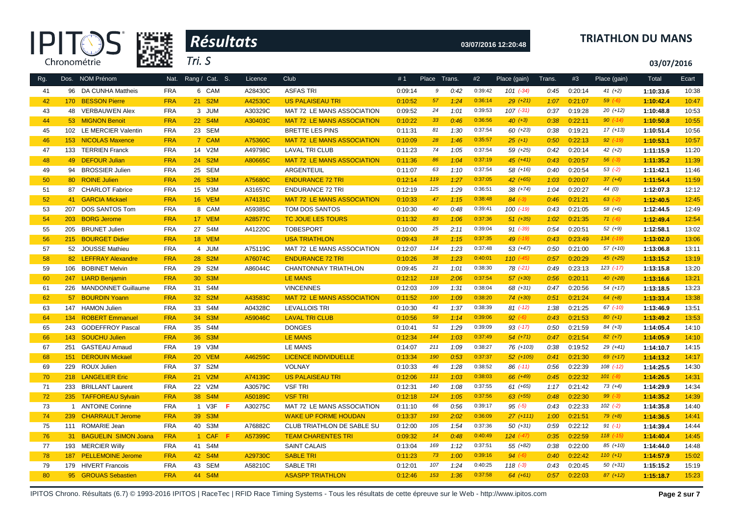# Résultats

**TRIATHLON DU MANS**

Tri. S

03/07/2016 12:20:48

03/07/2016

| Rg. | Dos. | NOM Prénom | Nat. | Rang / Cat. | S. | Licence | Club | #1 | Place | Trans. | #2 | Place (gain) | Trans. | #3 | Place (gain) | Total | Ecart |
|---|---|---|---|---|---|---|---|---|---|---|---|---|---|---|---|---|---|
| 41 | 96 | DA CUNHA Mattheis | FRA | 6 CAM | | A28430C | ASFAS TRI | 0:09:14 | 9 | 0:42 | 0:39:42 | 101 (-34) | 0:45 | 0:20:14 | 41 (+2) | 1:10:33.6 | 10:38 |
| 42 | 170 | BESSON Pierre | FRA | 21 S2M | | A42530C | US PALAISEAU TRI | 0:10:52 | 57 | 1:24 | 0:36:14 | 29 (+21) | 1:07 | 0:21:07 | 59 (-6) | 1:10:42.4 | 10:47 |
| 43 | 48 | VERBAUWEN Alex | FRA | 3 JUM | | A30329C | MAT 72 LE MANS ASSOCIATION | 0:09:52 | 24 | 1:01 | 0:39:53 | 107 (-31) | 0:37 | 0:19:28 | 20 (+12) | 1:10:48.8 | 10:53 |
| 44 | 53 | MIGNON Benoit | FRA | 22 S4M | | A30403C | MAT 72 LE MANS ASSOCIATION | 0:10:22 | 33 | 0:46 | 0:36:56 | 40 (+3) | 0:38 | 0:22:11 | 90 (-14) | 1:10:50.8 | 10:55 |
| 45 | 102 | LE MERCIER Valentin | FRA | 23 SEM | | | BRETTE LES PINS | 0:11:31 | 81 | 1:30 | 0:37:54 | 60 (+23) | 0:38 | 0:19:21 | 17 (+13) | 1:10:51.4 | 10:56 |
| 46 | 153 | NICOLAS Maxence | FRA | 7 CAM | | A75360C | MAT 72 LE MANS ASSOCIATION | 0:10:09 | 28 | 1:46 | 0:35:57 | 25 (+1) | 0:50 | 0:22:13 | 92 (-19) | 1:10:53.1 | 10:57 |
| 47 | 133 | TERRIEN Franck | FRA | 14 V2M | | A49798C | LAVAL TRI CLUB | 0:11:23 | 74 | 1:05 | 0:37:54 | 59 (+25) | 0:42 | 0:20:14 | 42 (+2) | 1:11:15.9 | 11:20 |
| 48 | 49 | DEFOUR Julian | FRA | 24 S2M | | A80665C | MAT 72 LE MANS ASSOCIATION | 0:11:36 | 86 | 1:04 | 0:37:19 | 45 (+41) | 0:43 | 0:20:57 | 56 (-3) | 1:11:35.2 | 11:39 |
| 49 | 94 | BROSSIER Julien | FRA | 25 SEM | | | ARGENTEUIL | 0:11:07 | 63 | 1:10 | 0:37:54 | 58 (+16) | 0:40 | 0:20:54 | 53 (-2) | 1:11:42.1 | 11:46 |
| 50 | 80 | ROINE Julien | FRA | 26 S3M | | A75680C | ENDURANCE 72 TRI | 0:12:14 | 119 | 1:27 | 0:37:05 | 42 (+65) | 1:03 | 0:20:07 | 37 (+4) | 1:11:54.4 | 11:59 |
| 51 | 87 | CHARLOT Fabrice | FRA | 15 V3M | | A31657C | ENDURANCE 72 TRI | 0:12:19 | 125 | 1:29 | 0:36:51 | 38 (+74) | 1:04 | 0:20:27 | 44 (0) | 1:12:07.3 | 12:12 |
| 52 | 41 | GARCIA Mickael | FRA | 16 VEM | | A74131C | MAT 72 LE MANS ASSOCIATION | 0:10:33 | 47 | 1:15 | 0:38:48 | 84 (-3) | 0:46 | 0:21:21 | 63 (-2) | 1:12:40.5 | 12:45 |
| 53 | 207 | DOS SANTOS Tom | FRA | 8 CAM | | A59385C | TOM DOS SANTOS | 0:10:30 | 40 | 0:48 | 0:39:41 | 100 (-19) | 0:43 | 0:21:05 | 58 (+6) | 1:12:44.5 | 12:49 |
| 54 | 203 | BORG Jerome | FRA | 17 VEM | | A28577C | TC JOUE LES TOURS | 0:11:32 | 83 | 1:06 | 0:37:36 | 51 (+35) | 1:02 | 0:21:35 | 71 (-6) | 1:12:49.4 | 12:54 |
| 55 | 205 | BRUNET Julien | FRA | 27 S4M | | A41220C | TOBESPORT | 0:10:00 | 25 | 2:11 | 0:39:04 | 91 (-39) | 0:54 | 0:20:51 | 52 (+9) | 1:12:58.1 | 13:02 |
| 56 | 215 | BOURGET Didier | FRA | 18 VEM | | | USA TRIATHLON | 0:09:43 | 18 | 1:15 | 0:37:35 | 49 (-19) | 0:43 | 0:23:49 | 134 (-19) | 1:13:02.0 | 13:06 |
| 57 | 52 | JOUSSE Mathieu | FRA | 4 JUM | | A75119C | MAT 72 LE MANS ASSOCIATION | 0:12:07 | 114 | 1:23 | 0:37:48 | 53 (+47) | 0:50 | 0:21:00 | 57 (+10) | 1:13:06.8 | 13:11 |
| 58 | 82 | LEFFRAY Alexandre | FRA | 28 S2M | | A76074C | ENDURANCE 72 TRI | 0:10:26 | 38 | 1:23 | 0:40:01 | 110 (-45) | 0:57 | 0:20:29 | 45 (+25) | 1:13:15.2 | 13:19 |
| 59 | 106 | BOBINET Melvin | FRA | 29 S2M | | A86044C | CHANTONNAY TRIATHLON | 0:09:45 | 21 | 1:01 | 0:38:30 | 78 (-21) | 0:49 | 0:23:13 | 123 (-17) | 1:13:15.8 | 13:20 |
| 60 | 247 | LIARD Benjamin | FRA | 30 S3M | | | LE MANS | 0:12:12 | 118 | 2:06 | 0:37:54 | 57 (+30) | 0:56 | 0:20:11 | 40 (+28) | 1:13:16.6 | 13:21 |
| 61 | 226 | MANDONNET Guillaume | FRA | 31 S4M | | | VINCENNES | 0:12:03 | 109 | 1:31 | 0:38:04 | 68 (+31) | 0:47 | 0:20:56 | 54 (+17) | 1:13:18.5 | 13:23 |
| 62 | 57 | BOURDIN Yoann | FRA | 32 S2M | | A43583C | MAT 72 LE MANS ASSOCIATION | 0:11:52 | 100 | 1:09 | 0:38:20 | 74 (+30) | 0:51 | 0:21:24 | 64 (+8) | 1:13:33.4 | 13:38 |
| 63 | 147 | HAMON Julien | FRA | 33 S4M | | A04328C | LEVALLOIS TRI | 0:10:30 | 41 | 1:37 | 0:38:39 | 81 (-12) | 1:38 | 0:21:25 | 67 (-10) | 1:13:46.9 | 13:51 |
| 64 | 134 | ROBERT Emmanuel | FRA | 34 S3M | | A59046C | LAVAL TRI CLUB | 0:10:56 | 59 | 1:14 | 0:39:06 | 92 (-6) | 0:43 | 0:21:53 | 80 (+1) | 1:13:49.2 | 13:53 |
| 65 | 243 | GODEFFROY Pascal | FRA | 35 S4M | | | DONGES | 0:10:41 | 51 | 1:29 | 0:39:09 | 93 (-17) | 0:50 | 0:21:59 | 84 (+3) | 1:14:05.4 | 14:10 |
| 66 | 143 | SOUCHU Julien | FRA | 36 S3M | | | LE MANS | 0:12:34 | 144 | 1:03 | 0:37:49 | 54 (+71) | 0:47 | 0:21:54 | 82 (+7) | 1:14:05.9 | 14:10 |
| 67 | 251 | GASTEAU Arnaud | FRA | 19 V3M | | | LE MANS | 0:14:07 | 211 | 1:09 | 0:38:27 | 76 (+103) | 0:38 | 0:19:52 | 29 (+41) | 1:14:10.7 | 14:15 |
| 68 | 151 | DEROUIN Mickael | FRA | 20 VEM | | A46259C | LICENCE INDIVIDUELLE | 0:13:34 | 190 | 0:53 | 0:37:37 | 52 (+105) | 0:41 | 0:21:30 | 69 (+17) | 1:14:13.2 | 14:17 |
| 69 | 229 | ROUX Julien | FRA | 37 S2M | | | VOLNAY | 0:10:33 | 46 | 1:28 | 0:38:52 | 86 (-11) | 0:56 | 0:22:39 | 108 (-12) | 1:14:25.5 | 14:30 |
| 70 | 218 | LANGELIER Eric | FRA | 21 V2M | | A74139C | US PALAISEAU TRI | 0:12:06 | 111 | 1:03 | 0:38:03 | 66 (+49) | 0:45 | 0:22:32 | 101 (-8) | 1:14:26.5 | 14:31 |
| 71 | 233 | BRILLANT Laurent | FRA | 22 V2M | | A30579C | VSF TRI | 0:12:31 | 140 | 1:08 | 0:37:55 | 61 (+65) | 1:17 | 0:21:42 | 73 (+4) | 1:14:29.9 | 14:34 |
| 72 | 235 | TAFFOREAU Sylvain | FRA | 38 S4M | | A50189C | VSF TRI | 0:12:18 | 124 | 1:05 | 0:37:56 | 63 (+55) | 0:48 | 0:22:30 | 99 (-3) | 1:14:35.2 | 14:39 |
| 73 | 1 | ANTOINE Corinne | FRA | 1 V3F | F | A30275C | MAT 72 LE MANS ASSOCIATION | 0:11:10 | 66 | 0:56 | 0:39:17 | 95 (-5) | 0:43 | 0:22:33 | 102 (-2) | 1:14:35.8 | 14:40 |
| 74 | 239 | CHARRAULT Jerome | FRA | 39 S3M | | | WAKE UP FORME HOUDAN | 0:13:37 | 193 | 2:02 | 0:36:09 | 27 (+111) | 1:00 | 0:21:51 | 79 (+8) | 1:14:36.5 | 14:41 |
| 75 | 111 | ROMARIE Jean | FRA | 40 S3M | | A76882C | CLUB TRIATHLON DE SABLE SU | 0:12:00 | 105 | 1:54 | 0:37:36 | 50 (+31) | 0:59 | 0:22:12 | 91 (-1) | 1:14:39.4 | 14:44 |
| 76 | 31 | BAGUELIN SIMON Joana | FRA | 1 CAF | F | A57399C | TEAM CHARENTES TRI | 0:09:32 | 14 | 0:48 | 0:40:49 | 124 (-47) | 0:35 | 0:22:59 | 118 (-15) | 1:14:40.4 | 14:45 |
| 77 | 193 | MERCIER Willy | FRA | 41 S4M | | | SAINT CALAIS | 0:13:04 | 169 | 1:12 | 0:37:51 | 55 (+82) | 0:38 | 0:22:00 | 85 (+10) | 1:14:44.0 | 14:48 |
| 78 | 187 | PELLEMOINE Jerome | FRA | 42 S4M | | A29730C | SABLE TRI | 0:11:23 | 73 | 1:00 | 0:39:16 | 94 (-6) | 0:40 | 0:22:42 | 110 (+1) | 1:14:57.9 | 15:02 |
| 79 | 179 | HIVERT Francois | FRA | 43 SEM | | A58210C | SABLE TRI | 0:12:01 | 107 | 1:24 | 0:40:25 | 118 (-3) | 0:43 | 0:20:45 | 50 (+31) | 1:15:15.2 | 15:19 |
| 80 | 95 | GROUAS Sebastien | FRA | 44 S4M | | | ASAPP TRIATHLON | 0:12:46 | 153 | 1:36 | 0:37:58 | 64 (+61) | 0:57 | 0:22:03 | 87 (+12) | 1:15:18.7 | 15:23 |

IPITOS Chrono. Résultats (6.7) © 1993-2016 IPITOS | RaceTec | RFID Race Timing Systems - Tous les résultats de cette épreuve sur le Web - http://www.ipitos.com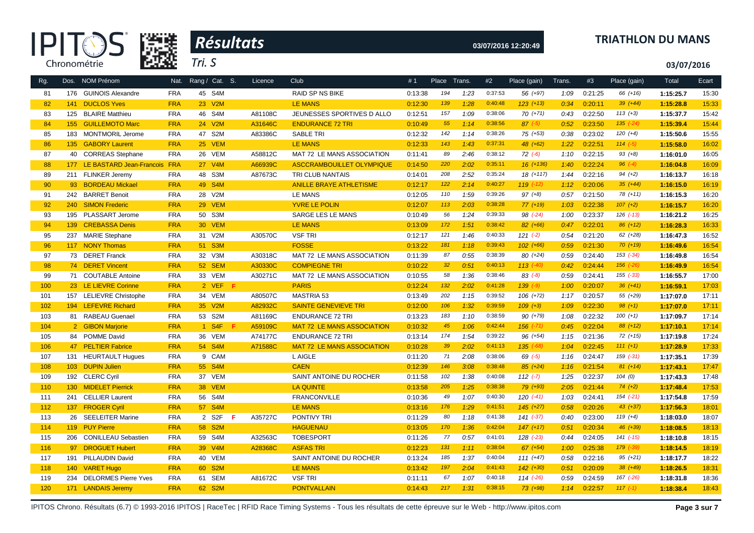# Résultats

**TRIATHLON DU MANS**

Tri. S

03/07/2016 12:20:49

03/07/2016

| Rg. | Dos. | NOM Prénom | Nat. | Rang / Cat. | S. | Licence | Club | #1 | Place | Trans. | #2 | Place (gain) | Trans. | #3 | Place (gain) | Total | Ecart |
|---|---|---|---|---|---|---|---|---|---|---|---|---|---|---|---|---|---|
| 81 | 176 | GUINOIS Alexandre | FRA | 45 S4M | | | RAID SP NS BIKE | 0:13:38 | 194 | 1:23 | 0:37:53 | 56 (+97) | 1:09 | 0:21:25 | 66 (+16) | 1:15:25.7 | 15:30 |
| 82 | 141 | DUCLOS Yves | FRA | 23 V2M | | | LE MANS | 0:12:30 | 139 | 1:28 | 0:40:48 | 123 (+13) | 0:34 | 0:20:11 | 39 (+44) | 1:15:28.8 | 15:33 |
| 83 | 125 | BLAIRE Matthieu | FRA | 46 S4M | | A81108C | JEUNESSES SPORTIVES D ALLO | 0:12:51 | 157 | 1:09 | 0:38:06 | 70 (+71) | 0:43 | 0:22:50 | 113 (+3) | 1:15:37.7 | 15:42 |
| 84 | 155 | GUILLEMOTO Marc | FRA | 24 V2M | | A31646C | ENDURANCE 72 TRI | 0:10:49 | 55 | 1:14 | 0:38:56 | 87 (-5) | 0:52 | 0:23:50 | 135 (-24) | 1:15:39.4 | 15:44 |
| 85 | 183 | MONTMORIL Jerome | FRA | 47 S2M | | A83386C | SABLE TRI | 0:12:32 | 142 | 1:14 | 0:38:26 | 75 (+53) | 0:38 | 0:23:02 | 120 (+4) | 1:15:50.6 | 15:55 |
| 86 | 135 | GABORY Laurent | FRA | 25 VEM | | | LE MANS | 0:12:33 | 143 | 1:43 | 0:37:31 | 48 (+62) | 1:22 | 0:22:51 | 114 (-5) | 1:15:58.0 | 16:02 |
| 87 | 40 | CORREAS Stephane | FRA | 26 VEM | | A58812C | MAT 72 LE MANS ASSOCIATION | 0:11:41 | 89 | 2:46 | 0:38:12 | 72 (-6) | 1:10 | 0:22:15 | 93 (+8) | 1:16:01.0 | 16:05 |
| 88 | 177 | LE BASTARD Jean-Francois | FRA | 27 V4M | | A66939C | ASCCRAMBOUILLET OLYMPIQUE | 0:14:50 | 220 | 2:02 | 0:35:11 | 16 (+136) | 1:40 | 0:22:24 | 96 (-4) | 1:16:04.8 | 16:09 |
| 89 | 211 | FLINKER Jeremy | FRA | 48 S3M | | A87673C | TRI CLUB NANTAIS | 0:14:01 | 208 | 2:52 | 0:35:24 | 18 (+117) | 1:44 | 0:22:16 | 94 (+2) | 1:16:13.7 | 16:18 |
| 90 | 93 | BORDEAU Mickael | FRA | 49 S4M | | | ANILLE BRAYE ATHLETISME | 0:12:17 | 122 | 2:14 | 0:40:27 | 119 (-12) | 1:12 | 0:20:06 | 35 (+44) | 1:16:15.0 | 16:19 |
| 91 | 242 | BARRET Benoit | FRA | 28 V2M | | | LE MANS | 0:12:05 | 110 | 1:59 | 0:39:26 | 97 (+8) | 0:57 | 0:21:50 | 78 (+11) | 1:16:15.3 | 16:20 |
| 92 | 240 | SIMON Frederic | FRA | 29 VEM | | | YVRE LE POLIN | 0:12:07 | 113 | 2:03 | 0:38:28 | 77 (+19) | 1:03 | 0:22:38 | 107 (+2) | 1:16:15.7 | 16:20 |
| 93 | 195 | PLASSART Jerome | FRA | 50 S3M | | | SARGE LES LE MANS | 0:10:49 | 56 | 1:24 | 0:39:33 | 98 (-24) | 1:00 | 0:23:37 | 126 (-13) | 1:16:21.2 | 16:25 |
| 94 | 139 | CREBASSA Denis | FRA | 30 VEM | | | LE MANS | 0:13:09 | 172 | 1:51 | 0:38:42 | 82 (+66) | 0:47 | 0:22:01 | 86 (+12) | 1:16:28.3 | 16:33 |
| 95 | 237 | MARIE Stephane | FRA | 31 V2M | | A30570C | VSF TRI | 0:12:17 | 121 | 1:46 | 0:40:33 | 121 (-2) | 0:54 | 0:21:20 | 62 (+28) | 1:16:47.3 | 16:52 |
| 96 | 117 | NONY Thomas | FRA | 51 S3M | | | FOSSE | 0:13:22 | 181 | 1:18 | 0:39:43 | 102 (+66) | 0:59 | 0:21:30 | 70 (+19) | 1:16:49.6 | 16:54 |
| 97 | 73 | DERET Franck | FRA | 32 V3M | | A30318C | MAT 72 LE MANS ASSOCIATION | 0:11:39 | 87 | 0:55 | 0:38:39 | 80 (+24) | 0:59 | 0:24:40 | 153 (-34) | 1:16:49.8 | 16:54 |
| 98 | 74 | DERET Vincent | FRA | 52 SEM | | A30330C | COMPIEGNE TRI | 0:10:22 | 32 | 0:51 | 0:40:13 | 113 (-40) | 0:42 | 0:24:44 | 156 (-26) | 1:16:49.9 | 16:54 |
| 99 | 71 | COUTABLE Antoine | FRA | 33 VEM | | A30271C | MAT 72 LE MANS ASSOCIATION | 0:10:55 | 58 | 1:36 | 0:38:46 | 83 (-8) | 0:59 | 0:24:41 | 155 (-33) | 1:16:55.7 | 17:00 |
| 100 | 23 | LE LIEVRE Corinne | FRA | 2 VEF | F | | PARIS | 0:12:24 | 132 | 2:02 | 0:41:28 | 139 (-9) | 1:00 | 0:20:07 | 36 (+41) | 1:16:59.1 | 17:03 |
| 101 | 157 | LELIEVRE Christophe | FRA | 34 VEM | | A80507C | MASTRIA 53 | 0:13:49 | 202 | 1:15 | 0:39:52 | 106 (+72) | 1:17 | 0:20:57 | 55 (+29) | 1:17:07.0 | 17:11 |
| 102 | 194 | LEFEVRE Richard | FRA | 35 V2M | | A82932C | SAINTE GENEVIEVE TRI | 0:12:00 | 106 | 1:32 | 0:39:59 | 109 (+3) | 1:09 | 0:22:30 | 98 (+1) | 1:17:07.0 | 17:11 |
| 103 | 81 | RABEAU Guenael | FRA | 53 S2M | | A81169C | ENDURANCE 72 TRI | 0:13:23 | 183 | 1:10 | 0:38:59 | 90 (+79) | 1:08 | 0:22:32 | 100 (+1) | 1:17:09.7 | 17:14 |
| 104 | 2 | GIBON Marjorie | FRA | 1 S4F | F | A59109C | MAT 72 LE MANS ASSOCIATION | 0:10:32 | 45 | 1:06 | 0:42:44 | 156 (-71) | 0:45 | 0:22:04 | 88 (+12) | 1:17:10.1 | 17:14 |
| 105 | 84 | POMME David | FRA | 36 VEM | | A74177C | ENDURANCE 72 TRI | 0:13:14 | 174 | 1:54 | 0:39:22 | 96 (+54) | 1:15 | 0:21:36 | 72 (+15) | 1:17:19.8 | 17:24 |
| 106 | 47 | PELTIER Fabrice | FRA | 54 S4M | | A71588C | MAT 72 LE MANS ASSOCIATION | 0:10:28 | 39 | 2:02 | 0:41:13 | 135 (-68) | 1:04 | 0:22:45 | 111 (+1) | 1:17:28.9 | 17:33 |
| 107 | 131 | HEURTAULT Hugues | FRA | 9 CAM | | | L AIGLE | 0:11:20 | 71 | 2:08 | 0:38:06 | 69 (-5) | 1:16 | 0:24:47 | 159 (-31) | 1:17:35.1 | 17:39 |
| 108 | 103 | DUPIN Julien | FRA | 55 S4M | | | CAEN | 0:12:39 | 146 | 3:08 | 0:38:48 | 85 (+24) | 1:16 | 0:21:54 | 81 (+14) | 1:17:43.1 | 17:47 |
| 109 | 192 | CLERC Cyril | FRA | 37 VEM | | | SAINT ANTOINE DU ROCHER | 0:11:58 | 102 | 1:38 | 0:40:08 | 112 (-7) | 1:25 | 0:22:37 | 104 (0) | 1:17:43.3 | 17:48 |
| 110 | 130 | MIDELET Pierrick | FRA | 38 VEM | | | LA QUINTE | 0:13:58 | 205 | 1:25 | 0:38:38 | 79 (+93) | 2:05 | 0:21:44 | 74 (+2) | 1:17:48.4 | 17:53 |
| 111 | 241 | CELLIER Laurent | FRA | 56 S4M | | | FRANCONVILLE | 0:10:36 | 49 | 1:07 | 0:40:30 | 120 (-41) | 1:03 | 0:24:41 | 154 (-21) | 1:17:54.8 | 17:59 |
| 112 | 137 | FROGER Cyril | FRA | 57 S4M | | | LE MANS | 0:13:16 | 176 | 1:29 | 0:41:51 | 145 (+27) | 0:58 | 0:20:26 | 43 (+37) | 1:17:56.3 | 18:01 |
| 113 | 26 | SEELEITER Marine | FRA | 2 S2F | F | A35727C | PONTIVY TRI | 0:11:29 | 80 | 1:18 | 0:41:38 | 141 (-37) | 0:40 | 0:23:00 | 119 (+4) | 1:18:03.0 | 18:07 |
| 114 | 119 | PUY Pierre | FRA | 58 S2M | | | HAGUENAU | 0:13:05 | 170 | 1:36 | 0:42:04 | 147 (+17) | 0:51 | 0:20:34 | 46 (+39) | 1:18:08.5 | 18:13 |
| 115 | 206 | CONILLEAU Sebastien | FRA | 59 S4M | | A32563C | TOBESPORT | 0:11:26 | 77 | 0:57 | 0:41:01 | 128 (-23) | 0:44 | 0:24:05 | 141 (-15) | 1:18:10.8 | 18:15 |
| 116 | 97 | DROGUET Hubert | FRA | 39 V4M | | A28368C | ASFAS TRI | 0:12:23 | 131 | 1:11 | 0:38:04 | 67 (+54) | 1:00 | 0:25:38 | 179 (-39) | 1:18:14.5 | 18:19 |
| 117 | 191 | PILLAUDIN David | FRA | 40 VEM | | | SAINT ANTOINE DU ROCHER | 0:13:24 | 185 | 1:37 | 0:40:04 | 111 (+47) | 0:58 | 0:22:16 | 95 (+21) | 1:18:17.7 | 18:22 |
| 118 | 140 | VARET Hugo | FRA | 60 S2M | | | LE MANS | 0:13:42 | 197 | 2:04 | 0:41:43 | 142 (+30) | 0:51 | 0:20:09 | 38 (+49) | 1:18:26.5 | 18:31 |
| 119 | 234 | DELORMES Pierre Yves | FRA | 61 SEM | | A81672C | VSF TRI | 0:11:11 | 67 | 1:07 | 0:40:18 | 114 (-26) | 0:59 | 0:24:59 | 167 (-26) | 1:18:31.8 | 18:36 |
| 120 | 171 | LANDAIS Jeremy | FRA | 62 S2M | | | PONTVALLAIN | 0:14:43 | 217 | 1:31 | 0:38:15 | 73 (+98) | 1:14 | 0:22:57 | 117 (-1) | 1:18:38.4 | 18:43 |

IPITOS Chrono. Résultats (6.7) © 1993-2016 IPITOS | RaceTec | RFID Race Timing Systems - Tous les résultats de cette épreuve sur le Web - http://www.ipitos.com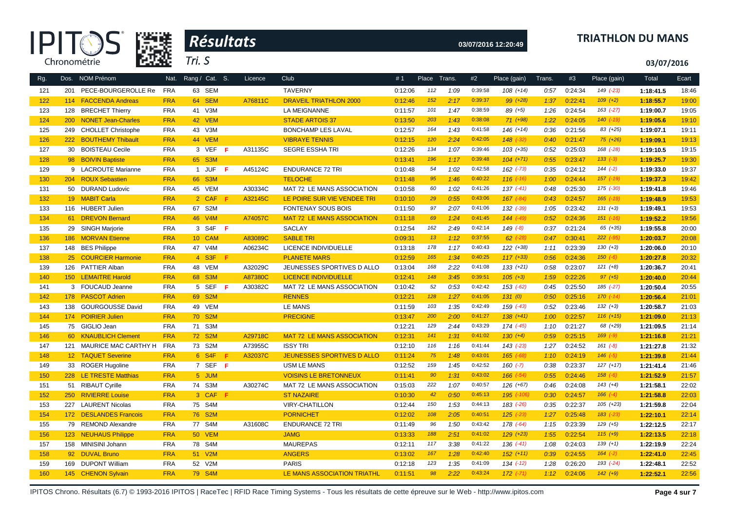# Résultats

**TRIATHLON DU MANS**

Tri. S

03/07/2016

| Rg. | Dos. | NOM Prénom | Nat. | Rang / Cat. | S. | Licence | Club | #1 | Place | Trans. | #2 | Place (gain) | Trans. | #3 | Place (gain) | Total | Ecart |
|---|---|---|---|---|---|---|---|---|---|---|---|---|---|---|---|---|---|
| 121 | 201 | PECE-BOURGEROLLE Re | FRA | 63 SEM | | | TAVERNY | 0:12:06 | 112 | 1:09 | 0:39:58 | 108 (+14) | 0:57 | 0:24:34 | 149 (-23) | 1:18:41.5 | 18:46 |
| 122 | 114 | FACCENDA Andreas | FRA | 64 SEM | | A76811C | DRAVEIL TRIATHLON 2000 | 0:12:46 | 152 | 2:17 | 0:39:37 | 99 (+28) | 1:37 | 0:22:41 | 109 (+2) | 1:18:55.7 | 19:00 |
| 123 | 128 | BRECHET Thierry | FRA | 41 V3M | | | LA MEIGNANNE | 0:11:57 | 101 | 1:47 | 0:38:59 | 89 (+5) | 1:26 | 0:24:54 | 163 (-27) | 1:19:00.7 | 19:05 |
| 124 | 200 | NONET Jean-Charles | FRA | 42 VEM | | | STADE ARTOIS 37 | 0:13:50 | 203 | 1:43 | 0:38:08 | 71 (+98) | 1:22 | 0:24:05 | 140 (-19) | 1:19:05.6 | 19:10 |
| 125 | 249 | CHOLLET Christophe | FRA | 43 V3M | | | BONCHAMP LES LAVAL | 0:12:57 | 164 | 1:43 | 0:41:58 | 146 (+14) | 0:36 | 0:21:56 | 83 (+25) | 1:19:07.1 | 19:11 |
| 126 | 222 | BOUTHEMY Thibault | FRA | 44 VEM | | | VIBRAYE TENNIS | 0:12:15 | 120 | 2:24 | 0:42:05 | 148 (-32) | 0:40 | 0:21:47 | 75 (+26) | 1:19:09.1 | 19:13 |
| 127 | 30 | BOISTEAU Cecile | FRA | 3 VEF | F | A31135C | SEGRE ESSHA TRI | 0:12:26 | 134 | 1:07 | 0:39:46 | 103 (+35) | 0:52 | 0:25:03 | 168 (-28) | 1:19:10.5 | 19:15 |
| 128 | 98 | BOIVIN Baptiste | FRA | 65 S3M | | | | 0:13:41 | 196 | 1:17 | 0:39:48 | 104 (+71) | 0:55 | 0:23:47 | 133 (-3) | 1:19:25.7 | 19:30 |
| 129 | 9 | LACROUTE Marianne | FRA | 1 JUF | F | A45124C | ENDURANCE 72 TRI | 0:10:48 | 54 | 1:02 | 0:42:58 | 162 (-73) | 0:35 | 0:24:12 | 144 (-2) | 1:19:33.0 | 19:37 |
| 130 | 204 | ROUX Sebastien | FRA | 66 S3M | | | TELOCHE | 0:11:48 | 95 | 1:46 | 0:40:22 | 116 (-16) | 1:00 | 0:24:44 | 157 (-19) | 1:19:37.3 | 19:42 |
| 131 | 50 | DURAND Ludovic | FRA | 45 VEM | | A30334C | MAT 72 LE MANS ASSOCIATION | 0:10:58 | 60 | 1:02 | 0:41:26 | 137 (-41) | 0:48 | 0:25:30 | 175 (-30) | 1:19:41.8 | 19:46 |
| 132 | 19 | MABIT Carla | FRA | 2 CAF | F | A32145C | LE POIRE SUR VIE VENDEE TRI | 0:10:10 | 29 | 0:55 | 0:43:06 | 167 (-84) | 0:43 | 0:24:57 | 165 (-19) | 1:19:48.9 | 19:53 |
| 133 | 116 | HUBERT Julien | FRA | 67 S2M | | | FONTENAY SOUS BOIS | 0:11:50 | 97 | 2:07 | 0:41:06 | 132 (-39) | 1:05 | 0:23:42 | 131 (+3) | 1:19:49.1 | 19:53 |
| 134 | 61 | DREVON Bernard | FRA | 46 V4M | | A74057C | MAT 72 LE MANS ASSOCIATION | 0:11:18 | 69 | 1:24 | 0:41:45 | 144 (-49) | 0:52 | 0:24:36 | 151 (-16) | 1:19:52.2 | 19:56 |
| 135 | 29 | SINGH Marjorie | FRA | 3 S4F | F | | SACLAY | 0:12:54 | 162 | 2:49 | 0:42:14 | 149 (-8) | 0:37 | 0:21:24 | 65 (+35) | 1:19:55.8 | 20:00 |
| 136 | 186 | MORVAN Etienne | FRA | 10 CAM | | A83089C | SABLE TRI | 0:09:31 | 13 | 1:12 | 0:37:55 | 62 (-28) | 0:47 | 0:30:41 | 222 (-95) | 1:20:03.7 | 20:08 |
| 137 | 148 | BES Philippe | FRA | 47 V4M | | A06234C | LICENCE INDIVIDUELLE | 0:13:18 | 178 | 1:17 | 0:40:43 | 122 (+38) | 1:11 | 0:23:39 | 130 (+3) | 1:20:06.0 | 20:10 |
| 138 | 25 | COURCIER Harmonie | FRA | 4 S3F | F | | PLANETE MARS | 0:12:59 | 165 | 1:34 | 0:40:25 | 117 (+33) | 0:56 | 0:24:36 | 150 (-6) | 1:20:27.8 | 20:32 |
| 139 | 126 | PATTIER Alban | FRA | 48 VEM | | A32029C | JEUNESSES SPORTIVES D ALLO | 0:13:04 | 168 | 2:22 | 0:41:08 | 133 (+21) | 0:58 | 0:23:07 | 121 (+8) | 1:20:36.7 | 20:41 |
| 140 | 150 | LEMAITRE Harold | FRA | 68 S3M | | A87380C | LICENCE INDIVIDUELLE | 0:12:41 | 148 | 3:45 | 0:39:51 | 105 (+3) | 1:59 | 0:22:26 | 97 (+5) | 1:20:40.0 | 20:44 |
| 141 | 3 | FOUCAUD Jeanne | FRA | 5 SEF | F | A30382C | MAT 72 LE MANS ASSOCIATION | 0:10:42 | 52 | 0:53 | 0:42:42 | 153 (-62) | 0:45 | 0:25:50 | 185 (-27) | 1:20:50.4 | 20:55 |
| 142 | 178 | PASCOT Adrien | FRA | 69 S2M | | | RENNES | 0:12:21 | 128 | 1:27 | 0:41:05 | 131 (0) | 0:50 | 0:25:16 | 170 (-14) | 1:20:56.4 | 21:01 |
| 143 | 138 | GOURGOUSSE David | FRA | 49 VEM | | | LE MANS | 0:11:59 | 103 | 1:35 | 0:42:49 | 159 (-43) | 0:52 | 0:23:46 | 132 (+3) | 1:20:58.7 | 21:03 |
| 144 | 174 | POIRIER Julien | FRA | 70 S2M | | | PRECIGNE | 0:13:47 | 200 | 2:00 | 0:41:27 | 138 (+41) | 1:00 | 0:22:57 | 116 (+15) | 1:21:09.0 | 21:13 |
| 145 | 75 | GIGLIO Jean | FRA | 71 S3M | | | | 0:12:21 | 129 | 2:44 | 0:43:29 | 174 (-45) | 1:10 | 0:21:27 | 68 (+29) | 1:21:09.5 | 21:14 |
| 146 | 60 | KNAUBLICH Clement | FRA | 72 S2M | | A29718C | MAT 72 LE MANS ASSOCIATION | 0:12:31 | 141 | 1:31 | 0:41:02 | 130 (+4) | 0:59 | 0:25:15 | 169 (-9) | 1:21:16.8 | 21:21 |
| 147 | 121 | MAURICE MAC CARTHY H | FRA | 73 S2M | | A73955C | ISSY TRI | 0:12:10 | 116 | 1:16 | 0:41:44 | 143 (-23) | 1:27 | 0:24:52 | 161 (-8) | 1:21:27.8 | 21:32 |
| 148 | 12 | TAQUET Severine | FRA | 6 S4F | F | A32037C | JEUNESSES SPORTIVES D ALLO | 0:11:24 | 75 | 1:48 | 0:43:01 | 165 (-68) | 1:10 | 0:24:19 | 146 (-5) | 1:21:39.8 | 21:44 |
| 149 | 33 | ROGER Hugoline | FRA | 7 SEF | F | | USM LE MANS | 0:12:52 | 159 | 1:45 | 0:42:52 | 160 (-7) | 0:38 | 0:23:37 | 127 (+17) | 1:21:41.4 | 21:46 |
| 150 | 228 | LE TRESTE Matthias | FRA | 5 JUM | | | VOISINS LE BRETONNEUX | 0:11:41 | 90 | 1:31 | 0:43:02 | 166 (-54) | 0:55 | 0:24:46 | 158 (-6) | 1:21:52.9 | 21:57 |
| 151 | 51 | RIBAUT Cyrille | FRA | 74 S3M | | A30274C | MAT 72 LE MANS ASSOCIATION | 0:15:03 | 222 | 1:07 | 0:40:57 | 126 (+67) | 0:46 | 0:24:08 | 143 (+4) | 1:21:58.1 | 22:02 |
| 152 | 250 | RIVIERRE Louise | FRA | 3 CAF | F | | ST NAZAIRE | 0:10:30 | 42 | 0:50 | 0:45:13 | 195 (-106) | 0:30 | 0:24:57 | 166 (-4) | 1:21:58.8 | 22:03 |
| 153 | 227 | LAURENT Nicolas | FRA | 75 S4M | | | VIRY-CHATILLON | 0:12:44 | 150 | 1:53 | 0:44:13 | 183 (-26) | 0:35 | 0:22:37 | 105 (+23) | 1:21:59.8 | 22:04 |
| 154 | 172 | DESLANDES Francois | FRA | 76 S2M | | | PORNICHET | 0:12:02 | 108 | 2:05 | 0:40:51 | 125 (-23) | 1:27 | 0:25:48 | 183 (-23) | 1:22:10.1 | 22:14 |
| 155 | 79 | REMOND Alexandre | FRA | 77 S4M | | A31608C | ENDURANCE 72 TRI | 0:11:49 | 96 | 1:50 | 0:43:42 | 178 (-64) | 1:15 | 0:23:39 | 129 (+5) | 1:22:12.5 | 22:17 |
| 156 | 123 | NEUHAUS Philippe | FRA | 50 VEM | | | JAMG | 0:13:33 | 188 | 2:51 | 0:41:02 | 129 (+23) | 1:55 | 0:22:54 | 115 (+9) | 1:22:13.5 | 22:18 |
| 157 | 158 | MINISINI Johann | FRA | 78 S4M | | | MAUREPAS | 0:12:11 | 117 | 3:38 | 0:41:22 | 136 (-41) | 1:08 | 0:24:03 | 139 (+1) | 1:22:19.9 | 22:24 |
| 158 | 92 | DUVAL Bruno | FRA | 51 V2M | | | ANGERS | 0:13:02 | 167 | 1:28 | 0:42:40 | 152 (+11) | 0:39 | 0:24:55 | 164 (-2) | 1:22:41.0 | 22:45 |
| 159 | 169 | DUPONT William | FRA | 52 V2M | | | PARIS | 0:12:18 | 123 | 1:35 | 0:41:09 | 134 (-12) | 1:28 | 0:26:20 | 193 (-24) | 1:22:48.1 | 22:52 |
| 160 | 145 | CHENON Sylvain | FRA | 79 S4M | | | LE MANS ASSOCIATION TRIATHL | 0:11:51 | 98 | 2:22 | 0:43:24 | 172 (-71) | 1:12 | 0:24:06 | 142 (+9) | 1:22:52.1 | 22:56 |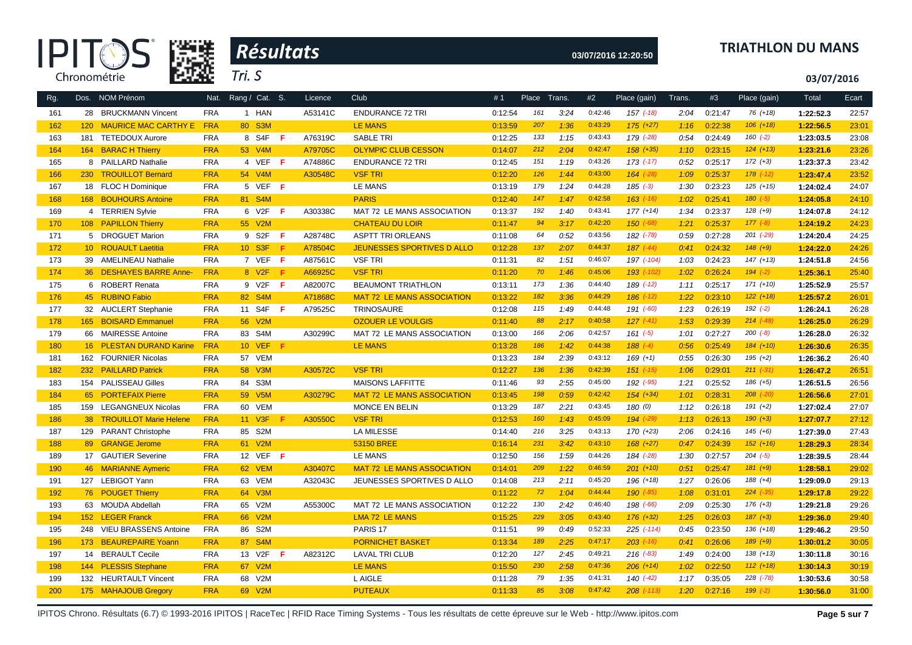# Résultats

## Tri. S

**TRIATHLON DU MANS**

03/07/2016 12:20:50

03/07/2016

| Rg. | Dos. | NOM Prénom | Nat. | Rang / Cat. | S. | Licence | Club | #1 | Place | Trans. | #2 | Place (gain) | Trans. | #3 | Place (gain) | Total | Ecart |
|---|---|---|---|---|---|---|---|---|---|---|---|---|---|---|---|---|---|
| 161 | 28 | BRUCKMANN Vincent | FRA | 1 HAN | | A53141C | ENDURANCE 72 TRI | 0:12:54 | 161 | 3:24 | 0:42:46 | 157 (-18) | 2:04 | 0:21:47 | 76 (+18) | 1:22:52.3 | 22:57 |
| 162 | 120 | MAURICE MAC CARTHY E | FRA | 80 S3M | | | LE MANS | 0:13:59 | 207 | 1:36 | 0:43:29 | 175 (+27) | 1:16 | 0:22:38 | 106 (+18) | 1:22:56.5 | 23:01 |
| 163 | 181 | TETEDOUX Aurore | FRA | 8 S4F | F | A76319C | SABLE TRI | 0:12:25 | 133 | 1:15 | 0:43:43 | 179 (-28) | 0:54 | 0:24:49 | 160 (-2) | 1:23:03.5 | 23:08 |
| 164 | 164 | BARAC H Thierry | FRA | 53 V4M | | A79705C | OLYMPIC CLUB CESSON | 0:14:07 | 212 | 2:04 | 0:42:47 | 158 (+35) | 1:10 | 0:23:15 | 124 (+13) | 1:23:21.6 | 23:26 |
| 165 | 8 | PAILLARD Nathalie | FRA | 4 VEF | F | A74886C | ENDURANCE 72 TRI | 0:12:45 | 151 | 1:19 | 0:43:26 | 173 (-17) | 0:52 | 0:25:17 | 172 (+3) | 1:23:37.3 | 23:42 |
| 166 | 230 | TROUILLOT Bernard | FRA | 54 V4M | | A30548C | VSF TRI | 0:12:20 | 126 | 1:44 | 0:43:00 | 164 (-28) | 1:09 | 0:25:37 | 178 (-12) | 1:23:47.4 | 23:52 |
| 167 | 18 | FLOC H Dominique | FRA | 5 VEF | F | | LE MANS | 0:13:19 | 179 | 1:24 | 0:44:28 | 185 (-3) | 1:30 | 0:23:23 | 125 (+15) | 1:24:02.4 | 24:07 |
| 168 | 168 | BOUHOURS Antoine | FRA | 81 S4M | | | PARIS | 0:12:40 | 147 | 1:47 | 0:42:58 | 163 (-16) | 1:02 | 0:25:41 | 180 (-5) | 1:24:05.8 | 24:10 |
| 169 | 4 | TERRIEN Sylvie | FRA | 6 V2F | F | A30338C | MAT 72 LE MANS ASSOCIATION | 0:13:37 | 192 | 1:40 | 0:43:41 | 177 (+14) | 1:34 | 0:23:37 | 128 (+9) | 1:24:07.8 | 24:12 |
| 170 | 108 | PAPILLON Thierry | FRA | 55 V2M | | | CHATEAU DU LOIR | 0:11:47 | 94 | 3:17 | 0:42:20 | 150 (-68) | 1:21 | 0:25:37 | 177 (-8) | 1:24:19.2 | 24:23 |
| 171 | 5 | DROGUET Marion | FRA | 9 S2F | F | A28748C | ASPTT TRI ORLEANS | 0:11:08 | 64 | 0:52 | 0:43:56 | 182 (-78) | 0:59 | 0:27:28 | 201 (-29) | 1:24:20.4 | 24:25 |
| 172 | 10 | ROUAULT Laetitia | FRA | 10 S3F | F | A78504C | JEUNESSES SPORTIVES D ALLO | 0:12:28 | 137 | 2:07 | 0:44:37 | 187 (-44) | 0:41 | 0:24:32 | 148 (+9) | 1:24:22.0 | 24:26 |
| 173 | 39 | AMELINEAU Nathalie | FRA | 7 VEF | F | A87561C | VSF TRI | 0:11:31 | 82 | 1:51 | 0:46:07 | 197 (-104) | 1:03 | 0:24:23 | 147 (+13) | 1:24:51.8 | 24:56 |
| 174 | 36 | DESHAYES BARRE Anne- | FRA | 8 V2F | F | A66925C | VSF TRI | 0:11:20 | 70 | 1:46 | 0:45:06 | 193 (-102) | 1:02 | 0:26:24 | 194 (-2) | 1:25:36.1 | 25:40 |
| 175 | 6 | ROBERT Renata | FRA | 9 V2F | F | A82007C | BEAUMONT TRIATHLON | 0:13:11 | 173 | 1:36 | 0:44:40 | 189 (-12) | 1:11 | 0:25:17 | 171 (+10) | 1:25:52.9 | 25:57 |
| 176 | 45 | RUBINO Fabio | FRA | 82 S4M | | A71868C | MAT 72 LE MANS ASSOCIATION | 0:13:22 | 182 | 3:36 | 0:44:29 | 186 (-12) | 1:22 | 0:23:10 | 122 (+18) | 1:25:57.2 | 26:01 |
| 177 | 32 | AUCLERT Stephanie | FRA | 11 S4F | F | A79525C | TRINOSAURE | 0:12:08 | 115 | 1:49 | 0:44:48 | 191 (-60) | 1:23 | 0:26:19 | 192 (-2) | 1:26:24.1 | 26:28 |
| 178 | 165 | BOISARD Emmanuel | FRA | 56 V2M | | | OZOUER LE VOULGIS | 0:11:40 | 88 | 2:17 | 0:40:58 | 127 (-41) | 1:53 | 0:29:39 | 214 (-49) | 1:26:25.0 | 26:29 |
| 179 | 66 | MAIRESSE Antoine | FRA | 83 S4M | | A30299C | MAT 72 LE MANS ASSOCIATION | 0:13:00 | 166 | 2:06 | 0:42:57 | 161 (-5) | 1:01 | 0:27:27 | 200 (-8) | 1:26:28.0 | 26:32 |
| 180 | 16 | PLESTAN DURAND Karine | FRA | 10 VEF | F | | LE MANS | 0:13:28 | 186 | 1:42 | 0:44:38 | 188 (-4) | 0:56 | 0:25:49 | 184 (+10) | 1:26:30.6 | 26:35 |
| 181 | 162 | FOURNIER Nicolas | FRA | 57 VEM | | | | 0:13:23 | 184 | 2:39 | 0:43:12 | 169 (+1) | 0:55 | 0:26:30 | 195 (+2) | 1:26:36.2 | 26:40 |
| 182 | 232 | PAILLARD Patrick | FRA | 58 V3M | | A30572C | VSF TRI | 0:12:27 | 136 | 1:36 | 0:42:39 | 151 (-15) | 1:06 | 0:29:01 | 211 (-31) | 1:26:47.2 | 26:51 |
| 183 | 154 | PALISSEAU Gilles | FRA | 84 S3M | | | MAISONS LAFFITTE | 0:11:46 | 93 | 2:55 | 0:45:00 | 192 (-95) | 1:21 | 0:25:52 | 186 (+5) | 1:26:51.5 | 26:56 |
| 184 | 65 | PORTEFAIX Pierre | FRA | 59 V5M | | A30279C | MAT 72 LE MANS ASSOCIATION | 0:13:45 | 198 | 0:59 | 0:42:42 | 154 (+34) | 1:01 | 0:28:31 | 208 (-20) | 1:26:56.6 | 27:01 |
| 185 | 159 | LEGANGNEUX Nicolas | FRA | 60 VEM | | | MONCE EN BELIN | 0:13:29 | 187 | 2:21 | 0:43:45 | 180 (0) | 1:12 | 0:26:18 | 191 (+2) | 1:27:02.4 | 27:07 |
| 186 | 38 | TROUILLOT Marie Helene | FRA | 11 V3F | F | A30550C | VSF TRI | 0:12:53 | 160 | 1:43 | 0:45:09 | 194 (-29) | 1:13 | 0:26:13 | 190 (+3) | 1:27:07.7 | 27:12 |
| 187 | 129 | PARANT Christophe | FRA | 85 S2M | | | LA MILESSE | 0:14:40 | 216 | 3:25 | 0:43:13 | 170 (+23) | 2:06 | 0:24:16 | 145 (+6) | 1:27:39.0 | 27:43 |
| 188 | 89 | GRANGE Jerome | FRA | 61 V2M | | | 53150 BREE | 0:16:14 | 231 | 3:42 | 0:43:10 | 168 (+27) | 0:47 | 0:24:39 | 152 (+16) | 1:28:29.3 | 28:34 |
| 189 | 17 | GAUTIER Severine | FRA | 12 VEF | F | | LE MANS | 0:12:50 | 156 | 1:59 | 0:44:26 | 184 (-28) | 1:30 | 0:27:57 | 204 (-5) | 1:28:39.5 | 28:44 |
| 190 | 46 | MARIANNE Aymeric | FRA | 62 VEM | | A30407C | MAT 72 LE MANS ASSOCIATION | 0:14:01 | 209 | 1:22 | 0:46:59 | 201 (+10) | 0:51 | 0:25:47 | 181 (+9) | 1:28:58.1 | 29:02 |
| 191 | 127 | LEBIGOT Yann | FRA | 63 VEM | | A32043C | JEUNESSES SPORTIVES D ALLO | 0:14:08 | 213 | 2:11 | 0:45:20 | 196 (+18) | 1:27 | 0:26:06 | 188 (+4) | 1:29:09.0 | 29:13 |
| 192 | 76 | POUGET Thierry | FRA | 64 V3M | | | | 0:11:22 | 72 | 1:04 | 0:44:44 | 190 (-85) | 1:08 | 0:31:01 | 224 (-35) | 1:29:17.8 | 29:22 |
| 193 | 63 | MOUDA Abdellah | FRA | 65 V2M | | A55300C | MAT 72 LE MANS ASSOCIATION | 0:12:22 | 130 | 2:42 | 0:46:40 | 198 (-66) | 2:09 | 0:25:30 | 176 (+3) | 1:29:21.8 | 29:26 |
| 194 | 152 | LEGER Franck | FRA | 66 V2M | | | LMA 72 LE MANS | 0:15:25 | 229 | 3:05 | 0:43:40 | 176 (+32) | 1:25 | 0:26:03 | 187 (+3) | 1:29:36.0 | 29:40 |
| 195 | 248 | VIEU BRASSENS Antoine | FRA | 86 S2M | | | PARIS 17 | 0:11:51 | 99 | 0:49 | 0:52:33 | 225 (-114) | 0:45 | 0:23:50 | 136 (+18) | 1:29:46.2 | 29:50 |
| 196 | 173 | BEAUREPAIRE Yoann | FRA | 87 S4M | | | PORNICHET BASKET | 0:13:34 | 189 | 2:25 | 0:47:17 | 203 (-16) | 0:41 | 0:26:06 | 189 (+9) | 1:30:01.2 | 30:05 |
| 197 | 14 | BERAULT Cecile | FRA | 13 V2F | F | A82312C | LAVAL TRI CLUB | 0:12:20 | 127 | 2:45 | 0:49:21 | 216 (-83) | 1:49 | 0:24:00 | 138 (+13) | 1:30:11.8 | 30:16 |
| 198 | 144 | PLESSIS Stephane | FRA | 67 V2M | | | LE MANS | 0:15:50 | 230 | 2:58 | 0:47:36 | 206 (+14) | 1:02 | 0:22:50 | 112 (+18) | 1:30:14.3 | 30:19 |
| 199 | 132 | HEURTAULT Vincent | FRA | 68 V2M | | | L AIGLE | 0:11:28 | 79 | 1:35 | 0:41:31 | 140 (-42) | 1:17 | 0:35:05 | 228 (-78) | 1:30:53.6 | 30:58 |
| 200 | 175 | MAHAJOUB Gregory | FRA | 69 V2M | | | PUTEAUX | 0:11:33 | 85 | 3:08 | 0:47:42 | 208 (-113) | 1:20 | 0:27:16 | 199 (-2) | 1:30:56.0 | 31:00 |

IPITOS Chrono. Résultats (6.7) © 1993-2016 IPITOS | RaceTec | RFID Race Timing Systems - Tous les résultats de cette épreuve sur le Web - http://www.ipitos.com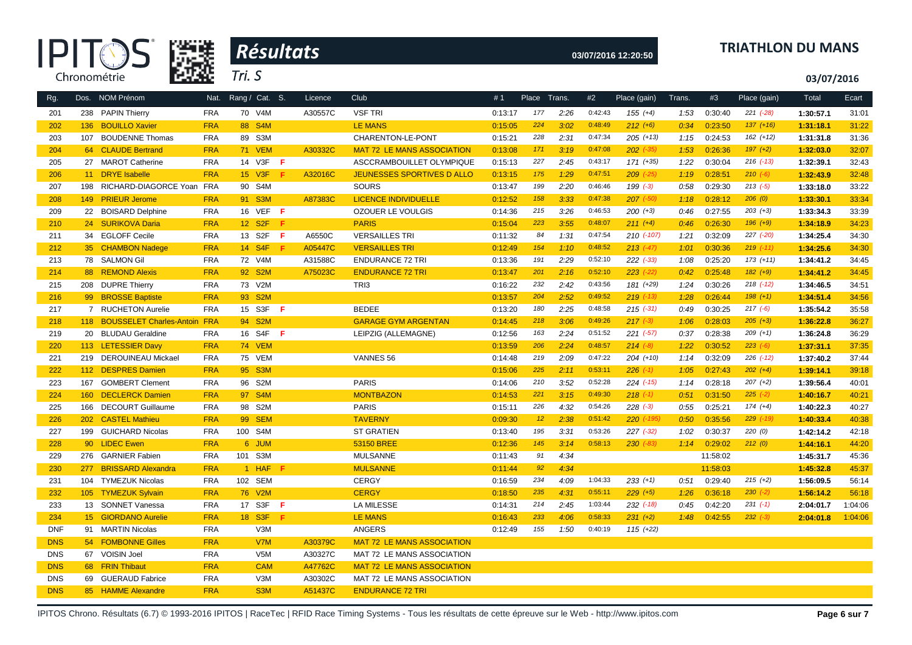# Résultats

**Tri. S**

**TRIATHLON DU MANS**

03/07/2016 12:20:50

03/07/2016

| Rg. | Dos. | NOM Prénom | Nat. | Rang / Cat. | S. | Licence | Club | #1 | Place | Trans. | #2 | Place (gain) | Trans. | #3 | Place (gain) | Total | Ecart |
|---|---|---|---|---|---|---|---|---|---|---|---|---|---|---|---|---|---|
| 201 | 238 | PAPIN Thierry | FRA | 70 V4M | | A30557C | VSF TRI | 0:13:17 | 177 | 2:26 | 0:42:43 | 155 (+4) | 1:53 | 0:30:40 | 221 (-28) | 1:30:57.1 | 31:01 |
| 202 | 136 | BOUILLO Xavier | FRA | 88 S4M | | | LE MANS | 0:15:05 | 224 | 3:02 | 0:48:49 | 212 (+6) | 0:34 | 0:23:50 | 137 (+16) | 1:31:18.1 | 31:22 |
| 203 | 107 | BOUDENNE Thomas | FRA | 89 S3M | | | CHARENTON-LE-PONT | 0:15:21 | 228 | 2:31 | 0:47:34 | 205 (+13) | 1:15 | 0:24:53 | 162 (+12) | 1:31:31.8 | 31:36 |
| 204 | 64 | CLAUDE Bertrand | FRA | 71 VEM | | A30332C | MAT 72 LE MANS ASSOCIATION | 0:13:08 | 171 | 3:19 | 0:47:08 | 202 (-35) | 1:53 | 0:26:36 | 197 (+2) | 1:32:03.0 | 32:07 |
| 205 | 27 | MAROT Catherine | FRA | 14 V3F | F | | ASCCRAMBOUILLET OLYMPIQUE | 0:15:13 | 227 | 2:45 | 0:43:17 | 171 (+35) | 1:22 | 0:30:04 | 216 (-13) | 1:32:39.1 | 32:43 |
| 206 | 11 | DRYE Isabelle | FRA | 15 V3F | F | A32016C | JEUNESSES SPORTIVES D ALLO | 0:13:15 | 175 | 1:29 | 0:47:51 | 209 (-25) | 1:19 | 0:28:51 | 210 (-6) | 1:32:43.9 | 32:48 |
| 207 | 198 | RICHARD-DIAGORCE Yoan | FRA | 90 S4M | | | SOURS | 0:13:47 | 199 | 2:20 | 0:46:46 | 199 (-3) | 0:58 | 0:29:30 | 213 (-5) | 1:33:18.0 | 33:22 |
| 208 | 149 | PRIEUR Jerome | FRA | 91 S3M | | A87383C | LICENCE INDIVIDUELLE | 0:12:52 | 158 | 3:33 | 0:47:38 | 207 (-50) | 1:18 | 0:28:12 | 206 (0) | 1:33:30.1 | 33:34 |
| 209 | 22 | BOISARD Delphine | FRA | 16 VEF | F | | OZOUER LE VOULGIS | 0:14:36 | 215 | 3:26 | 0:46:53 | 200 (+3) | 0:46 | 0:27:55 | 203 (+3) | 1:33:34.3 | 33:39 |
| 210 | 24 | SURIKOVA Daria | FRA | 12 S2F | F | | PARIS | 0:15:04 | 223 | 3:55 | 0:48:07 | 211 (+4) | 0:46 | 0:26:30 | 196 (+9) | 1:34:18.9 | 34:23 |
| 211 | 34 | EGLOFF Cecile | FRA | 13 S2F | F | A6550C | VERSAILLES TRI | 0:11:32 | 84 | 1:31 | 0:47:54 | 210 (-107) | 1:21 | 0:32:09 | 227 (-20) | 1:34:25.4 | 34:30 |
| 212 | 35 | CHAMBON Nadege | FRA | 14 S4F | F | A05447C | VERSAILLES TRI | 0:12:49 | 154 | 1:10 | 0:48:52 | 213 (-47) | 1:01 | 0:30:36 | 219 (-11) | 1:34:25.6 | 34:30 |
| 213 | 78 | SALMON Gil | FRA | 72 V4M | | A31588C | ENDURANCE 72 TRI | 0:13:36 | 191 | 2:29 | 0:52:10 | 222 (-33) | 1:08 | 0:25:20 | 173 (+11) | 1:34:41.2 | 34:45 |
| 214 | 88 | REMOND Alexis | FRA | 92 S2M | | A75023C | ENDURANCE 72 TRI | 0:13:47 | 201 | 2:16 | 0:52:10 | 223 (-22) | 0:42 | 0:25:48 | 182 (+9) | 1:34:41.2 | 34:45 |
| 215 | 208 | DUPRE Thierry | FRA | 73 V2M | | | TRI3 | 0:16:22 | 232 | 2:42 | 0:43:56 | 181 (+29) | 1:24 | 0:30:26 | 218 (-12) | 1:34:46.5 | 34:51 |
| 216 | 99 | BROSSE Baptiste | FRA | 93 S2M | | | | 0:13:57 | 204 | 2:52 | 0:49:52 | 219 (-13) | 1:28 | 0:26:44 | 198 (+1) | 1:34:51.4 | 34:56 |
| 217 | 7 | RUCHETON Aurelie | FRA | 15 S3F | F | | BEDEE | 0:13:20 | 180 | 2:25 | 0:48:58 | 215 (-31) | 0:49 | 0:30:25 | 217 (-6) | 1:35:54.2 | 35:58 |
| 218 | 118 | BOUSSELET Charles-Antoin | FRA | 94 S2M | | | GARAGE GYM ARGENTAN | 0:14:45 | 218 | 3:06 | 0:49:26 | 217 (-3) | 1:06 | 0:28:03 | 205 (+3) | 1:36:22.8 | 36:27 |
| 219 | 20 | BLUDAU Geraldine | FRA | 16 S4F | F | | LEIPZIG (ALLEMAGNE) | 0:12:56 | 163 | 2:24 | 0:51:52 | 221 (-57) | 0:37 | 0:28:38 | 209 (+1) | 1:36:24.8 | 36:29 |
| 220 | 113 | LETESSIER Davy | FRA | 74 VEM | | | | 0:13:59 | 206 | 2:24 | 0:48:57 | 214 (-8) | 1:22 | 0:30:52 | 223 (-6) | 1:37:31.1 | 37:35 |
| 221 | 219 | DEROUINEAU Mickael | FRA | 75 VEM | | | VANNES 56 | 0:14:48 | 219 | 2:09 | 0:47:22 | 204 (+10) | 1:14 | 0:32:09 | 226 (-12) | 1:37:40.2 | 37:44 |
| 222 | 112 | DESPRES Damien | FRA | 95 S3M | | | | 0:15:06 | 225 | 2:11 | 0:53:11 | 226 (-1) | 1:05 | 0:27:43 | 202 (+4) | 1:39:14.1 | 39:18 |
| 223 | 167 | GOMBERT Clement | FRA | 96 S2M | | | PARIS | 0:14:06 | 210 | 3:52 | 0:52:28 | 224 (-15) | 1:14 | 0:28:18 | 207 (+2) | 1:39:56.4 | 40:01 |
| 224 | 160 | DECLERCK Damien | FRA | 97 S4M | | | MONTBAZON | 0:14:53 | 221 | 3:15 | 0:49:30 | 218 (-1) | 0:51 | 0:31:50 | 225 (-2) | 1:40:16.7 | 40:21 |
| 225 | 166 | DECOURT Guillaume | FRA | 98 S2M | | | PARIS | 0:15:11 | 226 | 4:32 | 0:54:26 | 228 (-3) | 0:55 | 0:25:21 | 174 (+4) | 1:40:22.3 | 40:27 |
| 226 | 202 | CASTEL Mathieu | FRA | 99 SEM | | | TAVERNY | 0:09:30 | 12 | 2:38 | 0:51:42 | 220 (-195) | 0:50 | 0:35:56 | 229 (-19) | 1:40:33.4 | 40:38 |
| 227 | 199 | GUICHARD Nicolas | FRA | 100 S4M | | | ST GRATIEN | 0:13:40 | 195 | 3:31 | 0:53:26 | 227 (-32) | 1:02 | 0:30:37 | 220 (0) | 1:42:14.2 | 42:18 |
| 228 | 90 | LIDEC Ewen | FRA | 6 JUM | | | 53150 BREE | 0:12:36 | 145 | 3:14 | 0:58:13 | 230 (-83) | 1:14 | 0:29:02 | 212 (0) | 1:44:16.1 | 44:20 |
| 229 | 276 | GARNIER Fabien | FRA | 101 S3M | | | MULSANNE | 0:11:43 | 91 | 4:34 | | | | 11:58:02 | | 1:45:31.7 | 45:36 |
| 230 | 277 | BRISSARD Alexandra | FRA | 1 HAF | F | | MULSANNE | 0:11:44 | 92 | 4:34 | | | | 11:58:03 | | 1:45:32.8 | 45:37 |
| 231 | 104 | TYMEZUK Nicolas | FRA | 102 SEM | | | CERGY | 0:16:59 | 234 | 4:09 | 1:04:33 | 233 (+1) | 0:51 | 0:29:40 | 215 (+2) | 1:56:09.5 | 56:14 |
| 232 | 105 | TYMEZUK Sylvain | FRA | 76 V2M | | | CERGY | 0:18:50 | 235 | 4:31 | 0:55:11 | 229 (+5) | 1:26 | 0:36:18 | 230 (-2) | 1:56:14.2 | 56:18 |
| 233 | 13 | SONNET Vanessa | FRA | 17 S3F | F | | LA MILESSE | 0:14:31 | 214 | 2:45 | 1:03:44 | 232 (-18) | 0:45 | 0:42:20 | 231 (-1) | 2:04:01.7 | 1:04:06 |
| 234 | 15 | GIORDANO Aurelie | FRA | 18 S3F | F | | LE MANS | 0:16:43 | 233 | 4:06 | 0:58:33 | 231 (+2) | 1:48 | 0:42:55 | 232 (-3) | 2:04:01.8 | 1:04:06 |
| DNF | 91 | MARTIN Nicolas | FRA | V3M | | | ANGERS | 0:12:49 | 155 | 1:50 | 0:40:19 | 115 (+22) | | | | | |
| DNS | 54 | FOMBONNE Gilles | FRA | V7M | | A30379C | MAT 72 LE MANS ASSOCIATION | | | | | | | | | | |
| DNS | 67 | VOISIN Joel | FRA | V5M | | A30327C | MAT 72 LE MANS ASSOCIATION | | | | | | | | | | |
| DNS | 68 | FRIN Thibaut | FRA | CAM | | A47762C | MAT 72 LE MANS ASSOCIATION | | | | | | | | | | |
| DNS | 69 | GUERAUD Fabrice | FRA | V3M | | A30302C | MAT 72 LE MANS ASSOCIATION | | | | | | | | | | |
| DNS | 85 | HAMME Alexandre | FRA | S3M | | A51437C | ENDURANCE 72 TRI | | | | | | | | | | |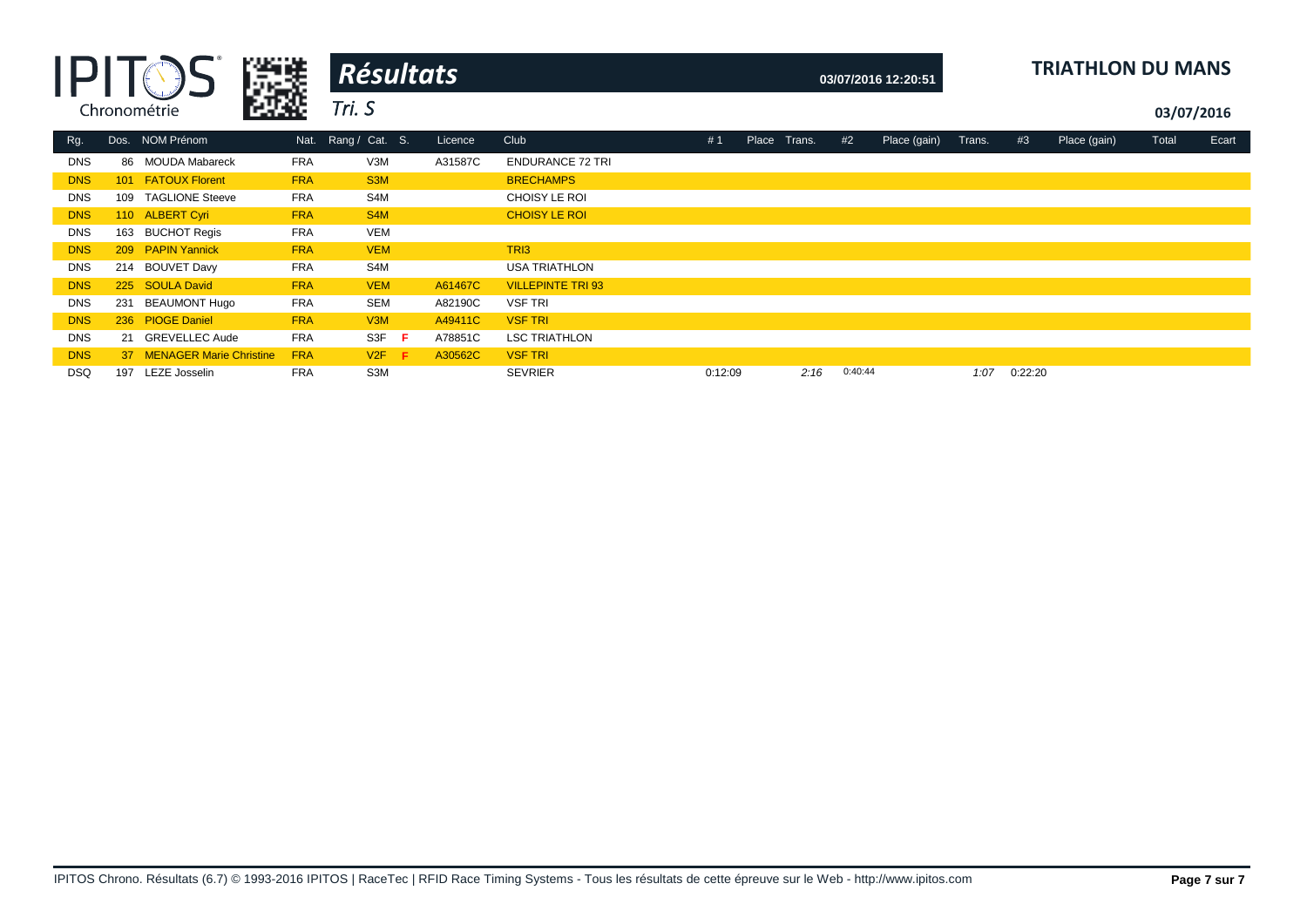| Rg. | Dos. | NOM Prénom | Nat. | Rang / Cat. | S. | Licence | Club | #1 | Place | Trans. | #2 | Place (gain) | Trans. | #3 | Place (gain) | Total | Ecart |
|---|---|---|---|---|---|---|---|---|---|---|---|---|---|---|---|---|---|
| DNS | 86 | MOUDA Mabareck | FRA | V3M | | A31587C | ENDURANCE 72 TRI | | | | | | | | | | |
| DNS | 101 | FATOUX Florent | FRA | S3M | | | BRECHAMPS | | | | | | | | | | |
| DNS | 109 | TAGLIONE Steeve | FRA | S4M | | | CHOISY LE ROI | | | | | | | | | | |
| DNS | 110 | ALBERT Cyri | FRA | S4M | | | CHOISY LE ROI | | | | | | | | | | |
| DNS | 163 | BUCHOT Regis | FRA | VEM | | | | | | | | | | | | | |
| DNS | 209 | PAPIN Yannick | FRA | VEM | | | TRI3 | | | | | | | | | | |
| DNS | 214 | BOUVET Davy | FRA | S4M | | | USA TRIATHLON | | | | | | | | | | |
| DNS | 225 | SOULA David | FRA | VEM | | A61467C | VILLEPINTE TRI 93 | | | | | | | | | | |
| DNS | 231 | BEAUMONT Hugo | FRA | SEM | | A82190C | VSF TRI | | | | | | | | | | |
| DNS | 236 | PIOGE Daniel | FRA | V3M | | A49411C | VSF TRI | | | | | | | | | | |
| DNS | 21 | GREVELLEC Aude | FRA | S3F | F | A78851C | LSC TRIATHLON | | | | | | | | | | |
| DNS | 37 | MENAGER Marie Christine | FRA | V2F | F | A30562C | VSF TRI | | | | | | | | | | |
| DSQ | 197 | LEZE Josselin | FRA | S3M | | | SEVRIER | 0:12:09 | | 2:16 | 0:40:44 | | 1:07 | 0:22:20 | | | |